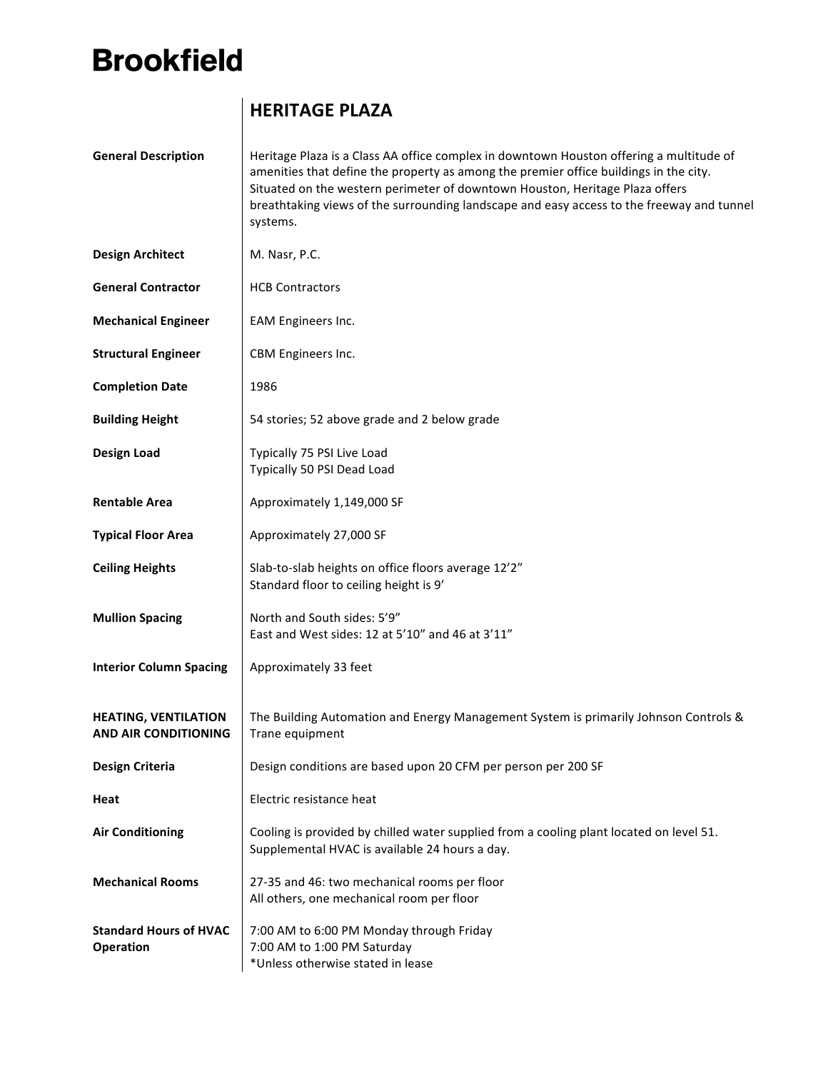# Brookfield

## HERITAGE PLAZA

| | |
|---|---|
| **General Description** | Heritage Plaza is a Class AA office complex in downtown Houston offering a multitude of amenities that define the property as among the premier office buildings in the city. Situated on the western perimeter of downtown Houston, Heritage Plaza offers breathtaking views of the surrounding landscape and easy access to the freeway and tunnel systems. |
| **Design Architect** | M. Nasr, P.C. |
| **General Contractor** | HCB Contractors |
| **Mechanical Engineer** | EAM Engineers Inc. |
| **Structural Engineer** | CBM Engineers Inc. |
| **Completion Date** | 1986 |
| **Building Height** | 54 stories; 52 above grade and 2 below grade |
| **Design Load** | Typically 75 PSI Live Load<br>Typically 50 PSI Dead Load |
| **Rentable Area** | Approximately 1,149,000 SF |
| **Typical Floor Area** | Approximately 27,000 SF |
| **Ceiling Heights** | Slab-to-slab heights on office floors average 12'2"<br>Standard floor to ceiling height is 9' |
| **Mullion Spacing** | North and South sides: 5'9"<br>East and West sides: 12 at 5'10" and 46 at 3'11" |
| **Interior Column Spacing** | Approximately 33 feet |
| **HEATING, VENTILATION AND AIR CONDITIONING** | The Building Automation and Energy Management System is primarily Johnson Controls & Trane equipment |
| **Design Criteria** | Design conditions are based upon 20 CFM per person per 200 SF |
| **Heat** | Electric resistance heat |
| **Air Conditioning** | Cooling is provided by chilled water supplied from a cooling plant located on level 51.<br>Supplemental HVAC is available 24 hours a day. |
| **Mechanical Rooms** | 27-35 and 46: two mechanical rooms per floor<br>All others, one mechanical room per floor |
| **Standard Hours of HVAC Operation** | 7:00 AM to 6:00 PM Monday through Friday<br>7:00 AM to 1:00 PM Saturday<br>*Unless otherwise stated in lease |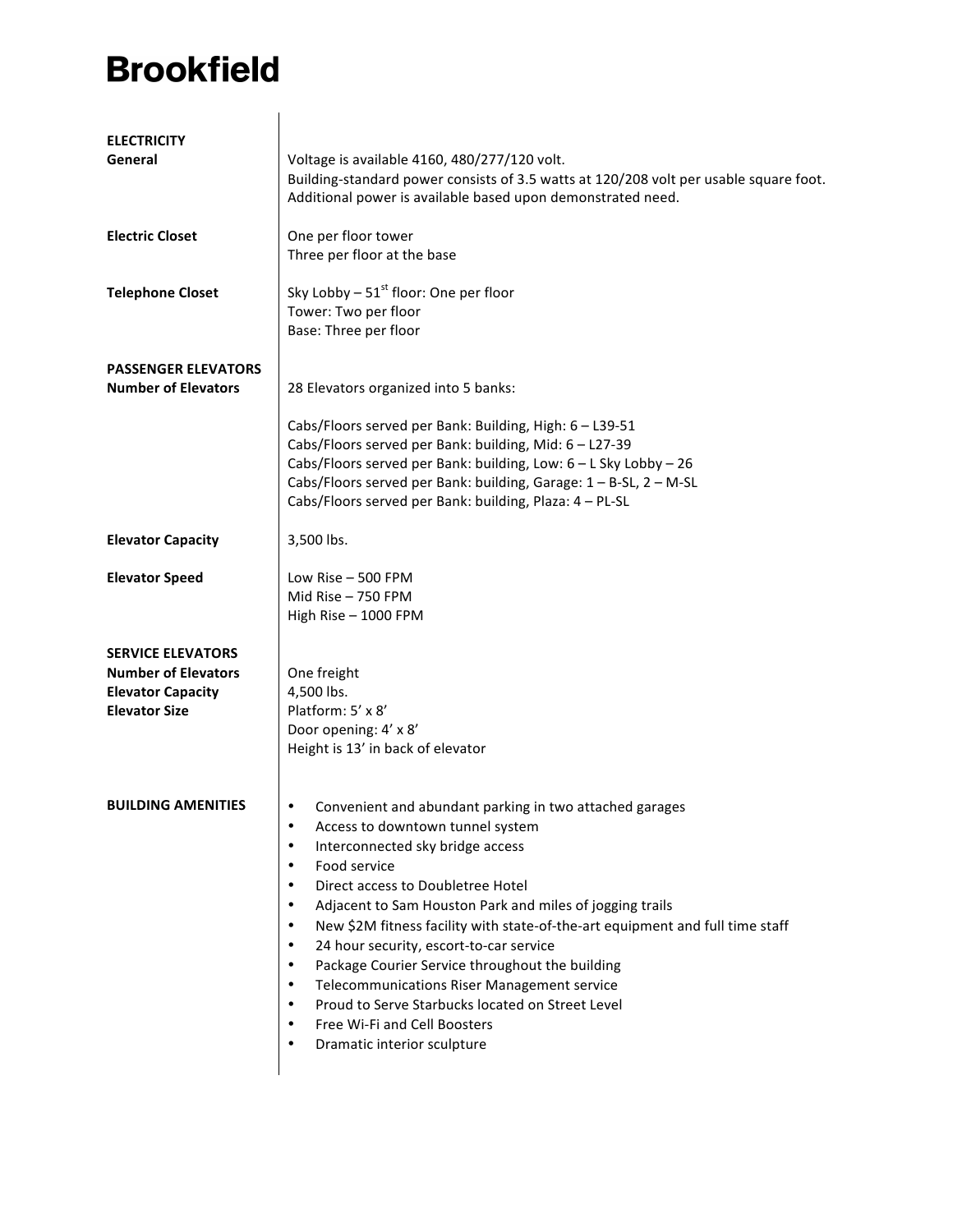# Brookfield

| | |
|---|---|
| **ELECTRICITY** | |
| **General** | Voltage is available 4160, 480/277/120 volt.<br>Building-standard power consists of 3.5 watts at 120/208 volt per usable square foot.<br>Additional power is available based upon demonstrated need. |
| **Electric Closet** | One per floor tower<br>Three per floor at the base |
| **Telephone Closet** | Sky Lobby – 51st floor: One per floor<br>Tower: Two per floor<br>Base: Three per floor |
| **PASSENGER ELEVATORS** | |
| **Number of Elevators** | 28 Elevators organized into 5 banks:<br><br>Cabs/Floors served per Bank: Building, High: 6 – L39-51<br>Cabs/Floors served per Bank: building, Mid: 6 – L27-39<br>Cabs/Floors served per Bank: building, Low: 6 – L Sky Lobby – 26<br>Cabs/Floors served per Bank: building, Garage: 1 – B-SL, 2 – M-SL<br>Cabs/Floors served per Bank: building, Plaza: 4 – PL-SL |
| **Elevator Capacity** | 3,500 lbs. |
| **Elevator Speed** | Low Rise – 500 FPM<br>Mid Rise – 750 FPM<br>High Rise – 1000 FPM |
| **SERVICE ELEVATORS** | |
| **Number of Elevators** | One freight |
| **Elevator Capacity** | 4,500 lbs. |
| **Elevator Size** | Platform: 5' x 8'<br>Door opening: 4' x 8'<br>Height is 13' in back of elevator |
| **BUILDING AMENITIES** | • Convenient and abundant parking in two attached garages<br>• Access to downtown tunnel system<br>• Interconnected sky bridge access<br>• Food service<br>• Direct access to Doubletree Hotel<br>• Adjacent to Sam Houston Park and miles of jogging trails<br>• New $2M fitness facility with state-of-the-art equipment and full time staff<br>• 24 hour security, escort-to-car service<br>• Package Courier Service throughout the building<br>• Telecommunications Riser Management service<br>• Proud to Serve Starbucks located on Street Level<br>• Free Wi-Fi and Cell Boosters<br>• Dramatic interior sculpture |